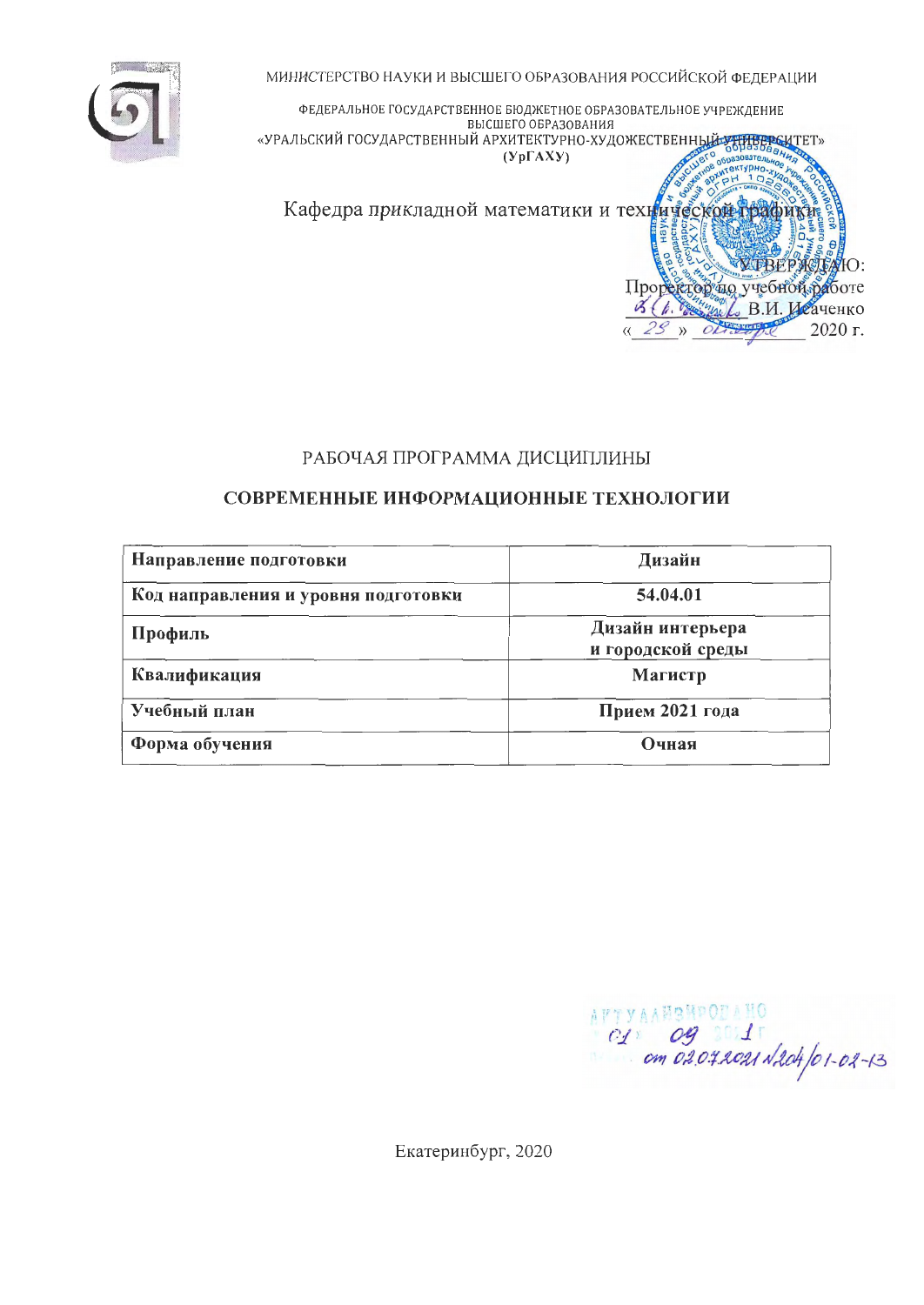МИНИСТЕРСТВО НАУКИ И ВЫСШЕГО ОБРАЗОВАНИЯ РОССИЙСКОЙ ФЕДЕРАЦИИ

ФЕДЕРАЛЬНОЕ ГОСУДАРСТВЕННОЕ БЮДЖЕТНОЕ ОБРАЗОВАТЕЛЬНОЕ УЧРЕЖДЕНИЕ ВЫСШЕГО ОБРАЗОВАНИЯ
«УРАЛЬСКИЙ ГОСУДАРСТВЕННЫЙ АРХИТЕКТУРНО-ХУДОЖЕСТВЕННЫЙ УНИВЕРСИТЕТ»
**(УрГАХУ)**

Кафедра прикладной математики и технической графики

УТВЕРЖДАЮ:
Проректор по учебной работе
_________ В.И. Исаченко
«_29_» _октября_ 2020 г.

# РАБОЧАЯ ПРОГРАММА ДИСЦИПЛИНЫ

## СОВРЕМЕННЫЕ ИНФОРМАЦИОННЫЕ ТЕХНОЛОГИИ

| **Направление подготовки** | **Дизайн** |
|---|---|
| **Код направления и уровня подготовки** | **54.04.01** |
| **Профиль** | **Дизайн интерьера и городской среды** |
| **Квалификация** | **Магистр** |
| **Учебный план** | **Прием 2021 года** |
| **Форма обучения** | **Очная** |

АКТУАЛИЗИРОВАНО
«01» 09 2021 г
от 02.07.2021 №204/01-02-13

Екатеринбург, 2020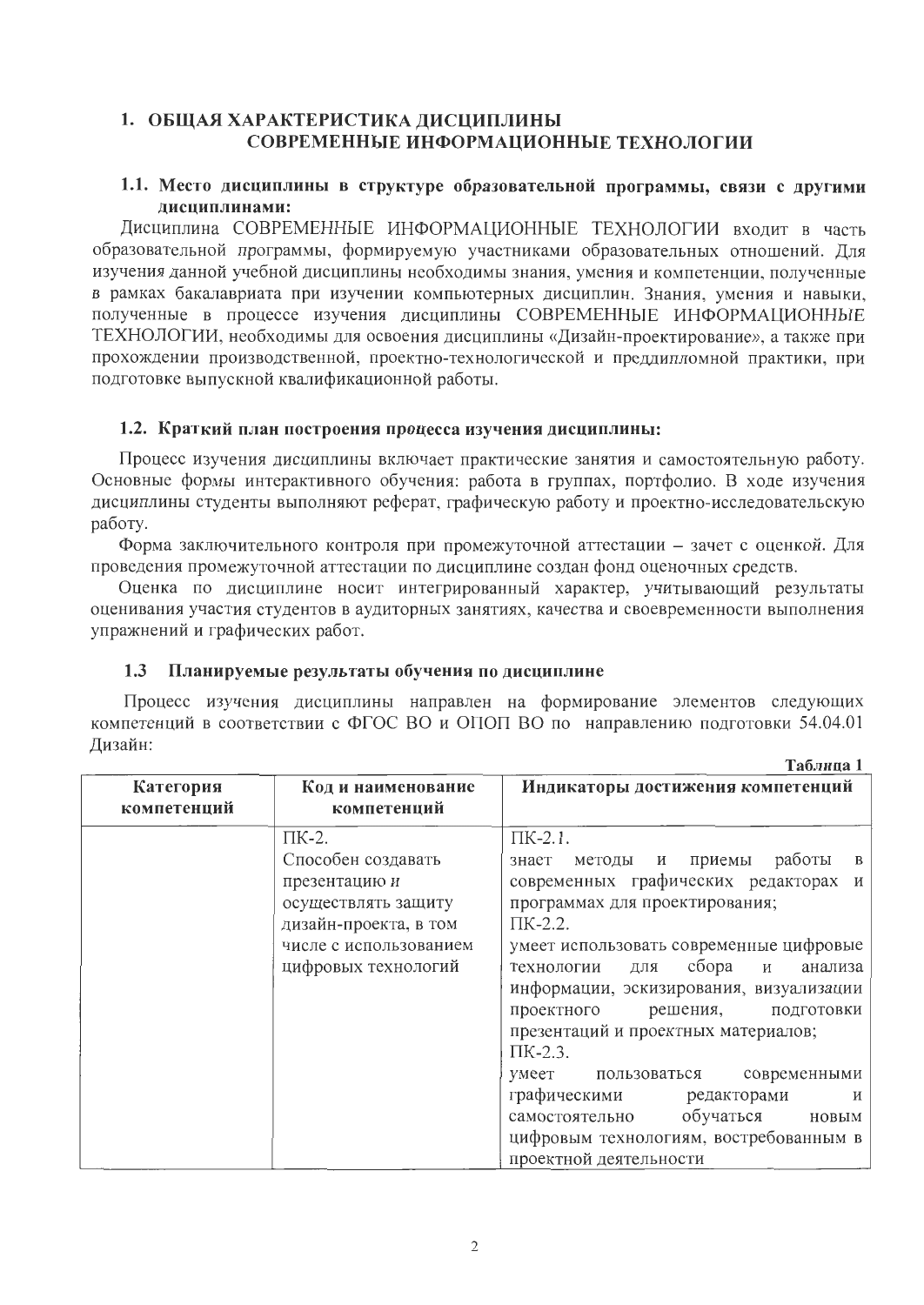## 1. ОБЩАЯ ХАРАКТЕРИСТИКА ДИСЦИПЛИНЫ СОВРЕМЕННЫЕ ИНФОРМАЦИОННЫЕ ТЕХНОЛОГИИ

### 1.1. Место дисциплины в структуре образовательной программы, связи с другими дисциплинами:

Дисциплина СОВРЕМЕННЫЕ ИНФОРМАЦИОННЫЕ ТЕХНОЛОГИИ входит в часть образовательной программы, формируемую участниками образовательных отношений. Для изучения данной учебной дисциплины необходимы знания, умения и компетенции, полученные в рамках бакалавриата при изучении компьютерных дисциплин. Знания, умения и навыки, полученные в процессе изучения дисциплины СОВРЕМЕННЫЕ ИНФОРМАЦИОННЫЕ ТЕХНОЛОГИИ, необходимы для освоения дисциплины «Дизайн-проектирование», а также при прохождении производственной, проектно-технологической и преддипломной практики, при подготовке выпускной квалификационной работы.

### 1.2. Краткий план построения процесса изучения дисциплины:

Процесс изучения дисциплины включает практические занятия и самостоятельную работу. Основные формы интерактивного обучения: работа в группах, портфолио. В ходе изучения дисциплины студенты выполняют реферат, графическую работу и проектно-исследовательскую работу.

Форма заключительного контроля при промежуточной аттестации – зачет с оценкой. Для проведения промежуточной аттестации по дисциплине создан фонд оценочных средств.

Оценка по дисциплине носит интегрированный характер, учитывающий результаты оценивания участия студентов в аудиторных занятиях, качества и своевременности выполнения упражнений и графических работ.

### 1.3 Планируемые результаты обучения по дисциплине

Процесс изучения дисциплины направлен на формирование элементов следующих компетенций в соответствии с ФГОС ВО и ОПОП ВО по направлению подготовки 54.04.01 Дизайн:

Таблица 1

| Категория компетенций | Код и наименование компетенций | Индикаторы достижения компетенций |
|---|---|---|
| | ПК-2.<br>Способен создавать презентацию и осуществлять защиту дизайн-проекта, в том числе с использованием цифровых технологий | ПК-2.1.<br>знает методы и приемы работы в современных графических редакторах и программах для проектирования;<br>ПК-2.2.<br>умеет использовать современные цифровые технологии для сбора и анализа информации, эскизирования, визуализации проектного решения, подготовки презентаций и проектных материалов;<br>ПК-2.3.<br>умеет пользоваться современными графическими редакторами и самостоятельно обучаться новым цифровым технологиям, востребованным в проектной деятельности |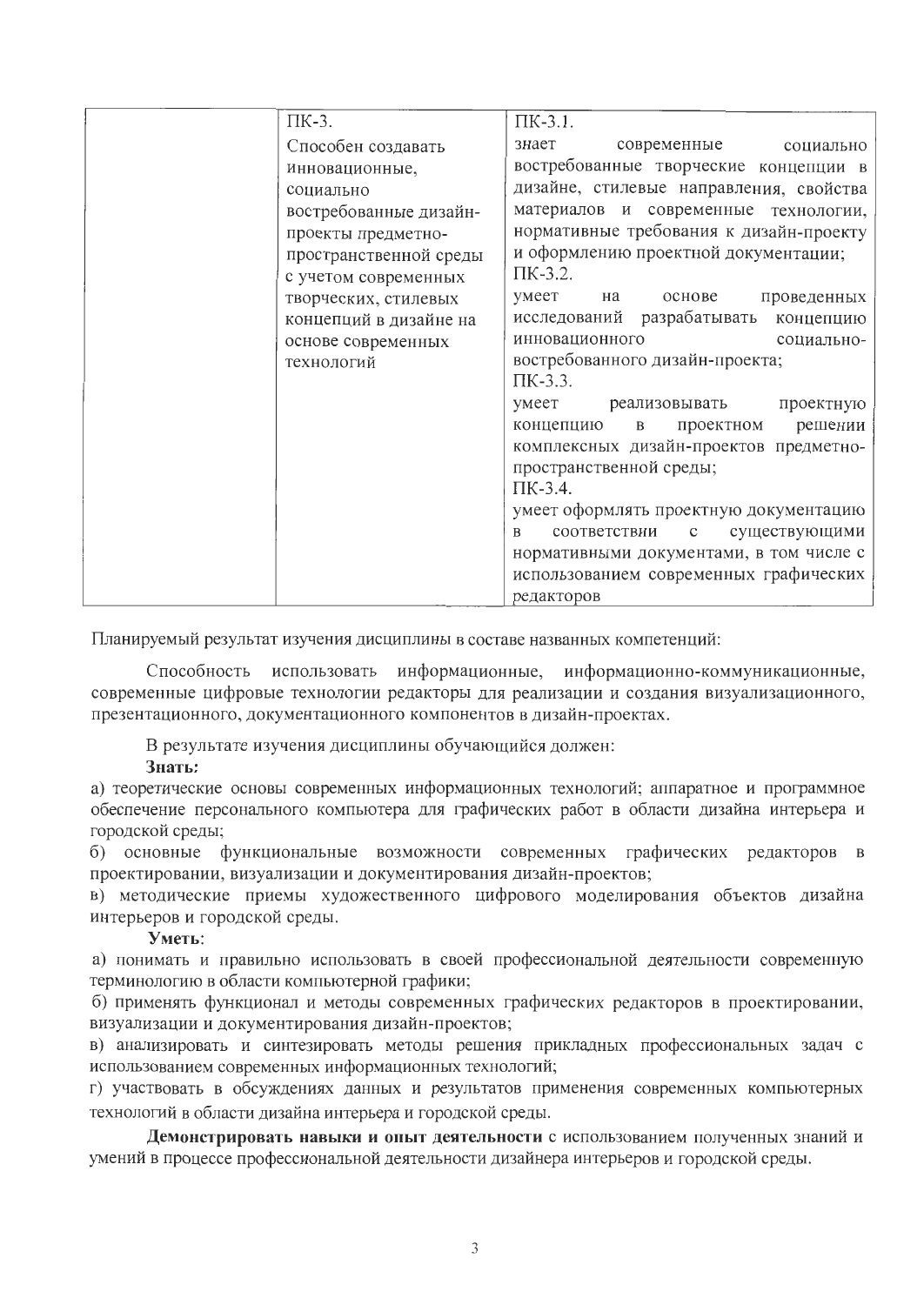|  | ПК-3.<br>Способен создавать инновационные, социально востребованные дизайн-проекты предметно-пространственной среды с учетом современных творческих, стилевых концепций в дизайне на основе современных технологий | ПК-3.1.<br>знает современные социально востребованные творческие концепции в дизайне, стилевые направления, свойства материалов и современные технологии, нормативные требования к дизайн-проекту и оформлению проектной документации;<br>ПК-3.2.<br>умеет на основе проведенных исследований разрабатывать концепцию инновационного социально-востребованного дизайн-проекта;<br>ПК-3.3.<br>умеет реализовывать проектную концепцию в проектном решении комплексных дизайн-проектов предметно-пространственной среды;<br>ПК-3.4.<br>умеет оформлять проектную документацию в соответствии с существующими нормативными документами, в том числе с использованием современных графических редакторов |
|---|---|---|

Планируемый результат изучения дисциплины в составе названных компетенций:

Способность использовать информационные, информационно-коммуникационные, современные цифровые технологии редакторы для реализации и создания визуализационного, презентационного, документационного компонентов в дизайн-проектах.

В результате изучения дисциплины обучающийся должен:

**Знать:**

а) теоретические основы современных информационных технологий; аппаратное и программное обеспечение персонального компьютера для графических работ в области дизайна интерьера и городской среды;

б) основные функциональные возможности современных графических редакторов в проектировании, визуализации и документирования дизайн-проектов;

в) методические приемы художественного цифрового моделирования объектов дизайна интерьеров и городской среды.

**Уметь**:

а) понимать и правильно использовать в своей профессиональной деятельности современную терминологию в области компьютерной графики;

б) применять функционал и методы современных графических редакторов в проектировании, визуализации и документирования дизайн-проектов;

в) анализировать и синтезировать методы решения прикладных профессиональных задач с использованием современных информационных технологий;

г) участвовать в обсуждениях данных и результатов применения современных компьютерных технологий в области дизайна интерьера и городской среды.

**Демонстрировать навыки и опыт деятельности** с использованием полученных знаний и умений в процессе профессиональной деятельности дизайнера интерьеров и городской среды.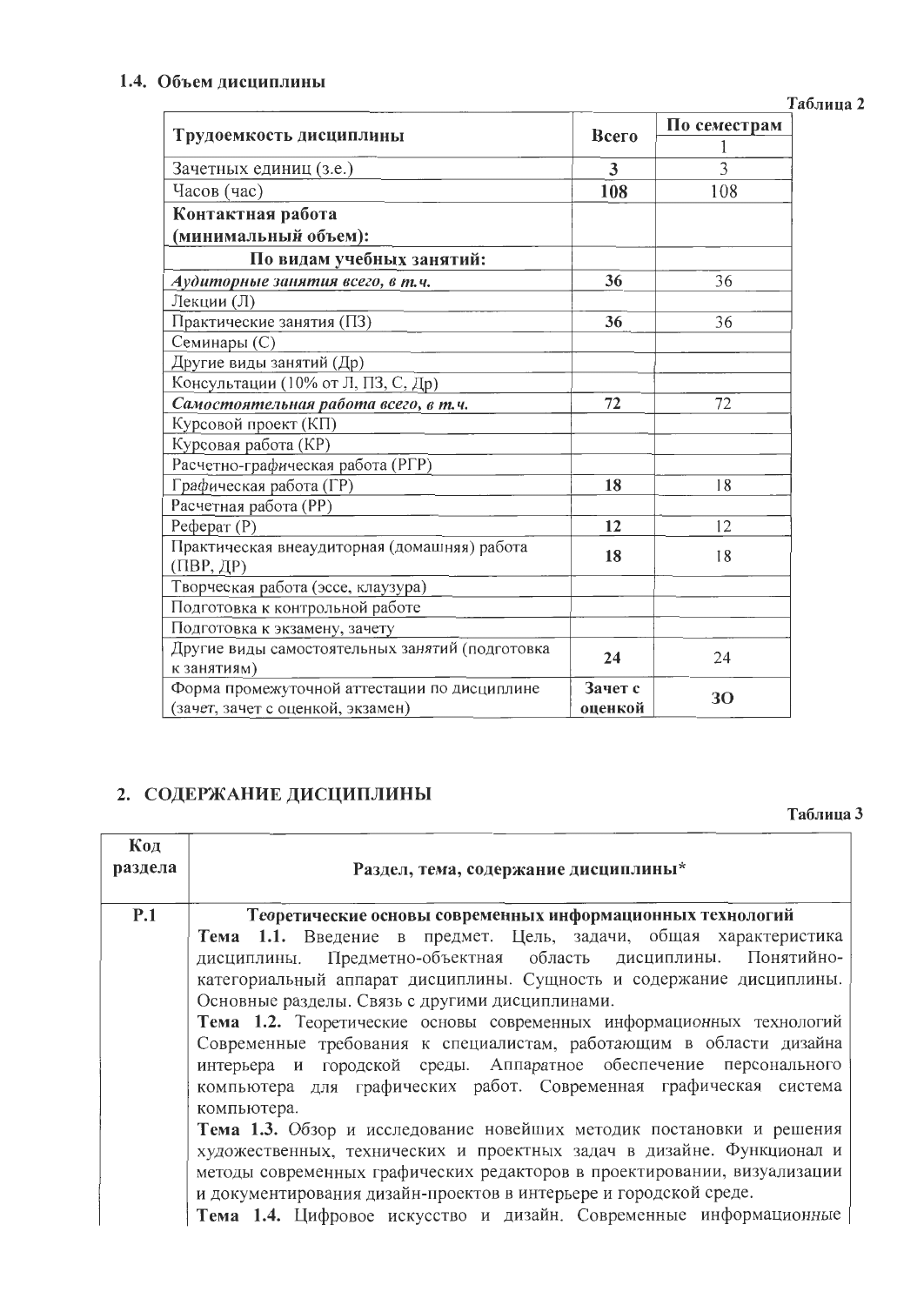### 1.4. Объем дисциплины

Таблица 2

| Трудоемкость дисциплины | Всего | По семестрам |
|---|---|---|
| | | 1 |
| Зачетных единиц (з.е.) | **3** | 3 |
| Часов (час) | **108** | 108 |
| **Контактная работа (минимальный объем):** | | |
| **По видам учебных занятий:** | | |
| ***Аудиторные занятия всего, в т.ч.*** | **36** | 36 |
| Лекции (Л) | | |
| Практические занятия (ПЗ) | **36** | 36 |
| Семинары (С) | | |
| Другие виды занятий (Др) | | |
| Консультации (10% от Л, ПЗ, С, Др) | | |
| ***Самостоятельная работа всего, в т.ч.*** | **72** | 72 |
| Курсовой проект (КП) | | |
| Курсовая работа (КР) | | |
| Расчетно-графическая работа (РГР) | | |
| Графическая работа (ГР) | **18** | 18 |
| Расчетная работа (РР) | | |
| Реферат (Р) | **12** | 12 |
| Практическая внеаудиторная (домашняя) работа (ПВР, ДР) | **18** | 18 |
| Творческая работа (эссе, клаузура) | | |
| Подготовка к контрольной работе | | |
| Подготовка к экзамену, зачету | | |
| Другие виды самостоятельных занятий (подготовка к занятиям) | **24** | 24 |
| Форма промежуточной аттестации по дисциплине (зачет, зачет с оценкой, экзамен) | **Зачет с оценкой** | **ЗО** |

## 2. СОДЕРЖАНИЕ ДИСЦИПЛИНЫ

Таблица 3

| Код раздела | Раздел, тема, содержание дисциплины* |
|---|---|
| **Р.1** | **Теоретические основы современных информационных технологий**<br>**Тема 1.1.** Введение в предмет. Цель, задачи, общая характеристика дисциплины. Предметно-объектная область дисциплины. Понятийно-категориальный аппарат дисциплины. Сущность и содержание дисциплины. Основные разделы. Связь с другими дисциплинами.<br>**Тема 1.2.** Теоретические основы современных информационных технологий Современные требования к специалистам, работающим в области дизайна интерьера и городской среды. Аппаратное обеспечение персонального компьютера для графических работ. Современная графическая система компьютера.<br>**Тема 1.3.** Обзор и исследование новейших методик постановки и решения художественных, технических и проектных задач в дизайне. Функционал и методы современных графических редакторов в проектировании, визуализации и документирования дизайн-проектов в интерьере и городской среде.<br>**Тема 1.4.** Цифровое искусство и дизайн. Современные информационные |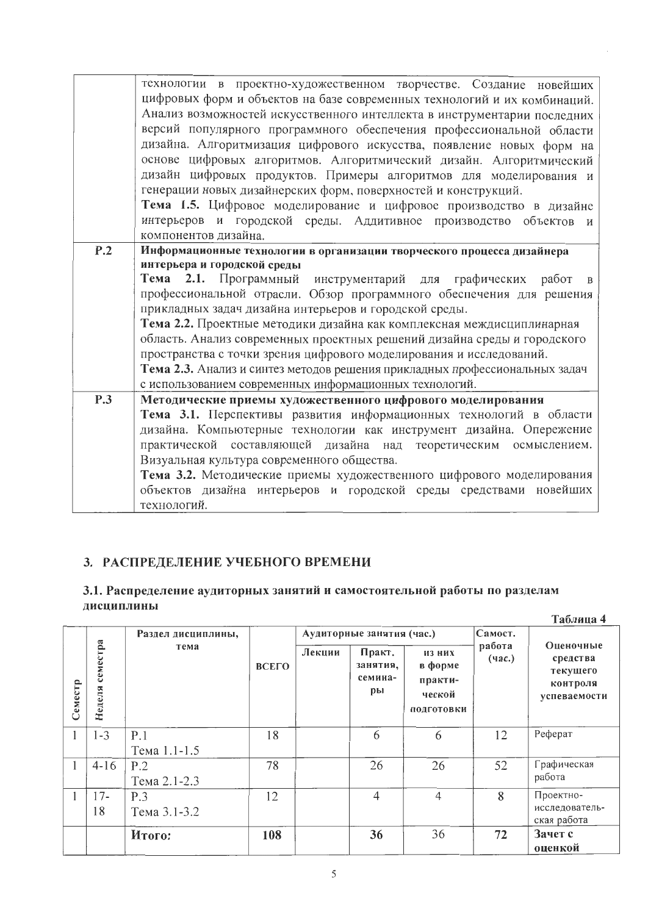| | |
|---|---|
| | технологии в проектно-художественном творчестве. Создание новейших цифровых форм и объектов на базе современных технологий и их комбинаций. Анализ возможностей искусственного интеллекта в инструментарии последних версий популярного программного обеспечения профессиональной области дизайна. Алгоритмизация цифрового искусства, появление новых форм на основе цифровых алгоритмов. Алгоритмический дизайн. Алгоритмический дизайн цифровых продуктов. Примеры алгоритмов для моделирования и генерации новых дизайнерских форм, поверхностей и конструкций.<br>**Тема 1.5.** Цифровое моделирование и цифровое производство в дизайне интерьеров и городской среды. Аддитивное производство объектов и компонентов дизайна. |
| **Р.2** | **Информационные технологии в организации творческого процесса дизайнера интерьера и городской среды**<br>**Тема 2.1.** Программный инструментарий для графических работ в профессиональной отрасли. Обзор программного обеспечения для решения прикладных задач дизайна интерьеров и городской среды.<br>**Тема 2.2.** Проектные методики дизайна как комплексная междисциплинарная область. Анализ современных проектных решений дизайна среды и городского пространства с точки зрения цифрового моделирования и исследований.<br>**Тема 2.3.** Анализ и синтез методов решения прикладных профессиональных задач с использованием современных информационных технологий. |
| **Р.3** | **Методические приемы художественного цифрового моделирования**<br>**Тема 3.1.** Перспективы развития информационных технологий в области дизайна. Компьютерные технологии как инструмент дизайна. Опережение практической составляющей дизайна над теоретическим осмыслением. Визуальная культура современного общества.<br>**Тема 3.2.** Методические приемы художественного цифрового моделирования объектов дизайна интерьеров и городской среды средствами новейших технологий. |

## 3. РАСПРЕДЕЛЕНИЕ УЧЕБНОГО ВРЕМЕНИ

### 3.1. Распределение аудиторных занятий и самостоятельной работы по разделам дисциплины

Таблица 4

| Семестр | Неделя семестра | Раздел дисциплины, тема | ВСЕГО | Аудиторные занятия (час.) | | | Самост. работа (час.) | Оценочные средства текущего контроля успеваемости |
|---|---|---|---|---|---|---|---|---|
| | | | | Лекции | Практ. занятия, семинары | из них в форме практической подготовки | | |
| 1 | 1-3 | Р.1<br>Тема 1.1-1.5 | 18 | | 6 | 6 | 12 | Реферат |
| 1 | 4-16 | Р.2<br>Тема 2.1-2.3 | 78 | | 26 | 26 | 52 | Графическая работа |
| 1 | 17-18 | Р.3<br>Тема 3.1-3.2 | 12 | | 4 | 4 | 8 | Проектно-исследовательская работа |
| | | **Итого:** | **108** | | **36** | 36 | **72** | **Зачет с оценкой** |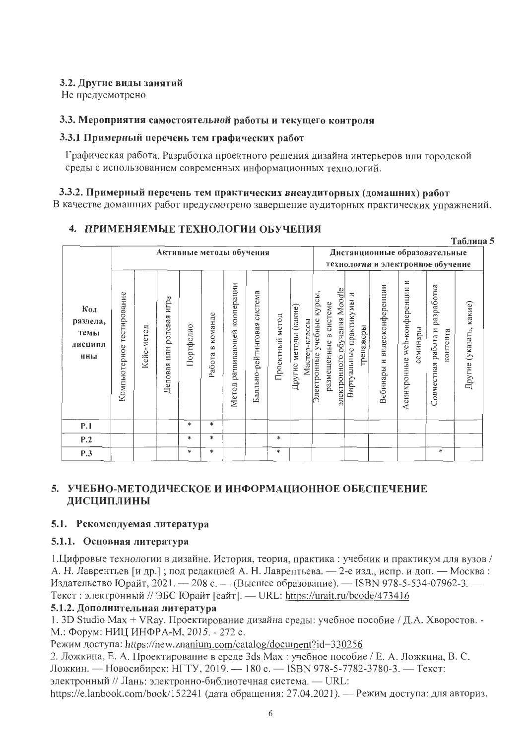### 3.2. Другие виды занятий

Не предусмотрено

### 3.3. Мероприятия самостоятельной работы и текущего контроля

#### 3.3.1 Примерный перечень тем графических работ

Графическая работа. Разработка проектного решения дизайна интерьеров или городской среды с использованием современных информационных технологий.

#### 3.3.2. Примерный перечень тем практических внеаудиторных (домашних) работ

В качестве домашних работ предусмотрено завершение аудиторных практических упражнений.

## 4. ПРИМЕНЯЕМЫЕ ТЕХНОЛОГИИ ОБУЧЕНИЯ

Таблица 5

| Код раздела, темы дисциплины | Активные методы обучения | | | | | | | | | Дистанционные образовательные технологии и электронное обучение | | | | | |
|---|---|---|---|---|---|---|---|---|---|---|---|---|---|---|---|
| | Компьютерное тестирование | Кейс-метод | Деловая или ролевая игра | Портфолио | Работа в команде | Метод развивающей кооперации | Балльно-рейтинговая система | Проектный метод | Другие методы (какие) Мастер-классы | Электронные учебные курсы, размещенные в системе электронного обучения Moodle | Виртуальные практикумы и тренажеры | Вебинары и видеоконференции | Асинхронные web-конференции и семинары | Совместная работа и разработка контента | Другие (указать, какие) |
| Р.1 | | | | * | * | | | | | | | | | | |
| Р.2 | | | | * | * | | | * | | | | | | | |
| Р.3 | | | | * | * | | | * | | | | | | * | |

## 5. УЧЕБНО-МЕТОДИЧЕСКОЕ И ИНФОРМАЦИОННОЕ ОБЕСПЕЧЕНИЕ ДИСЦИПЛИНЫ

### 5.1. Рекомендуемая литература

#### 5.1.1. Основная литература

1.Цифровые технологии в дизайне. История, теория, практика : учебник и практикум для вузов / А. Н. Лаврентьев [и др.] ; под редакцией А. Н. Лаврентьева. — 2-е изд., испр. и доп. — Москва : Издательство Юрайт, 2021. — 208 с. — (Высшее образование). — ISBN 978-5-534-07962-3. — Текст : электронный // ЭБС Юрайт [сайт]. — URL: https://urait.ru/bcode/473416

#### 5.1.2. Дополнительная литература

1. 3D Studio Max + VRay. Проектирование дизайна среды: учебное пособие / Д.А. Хворостов. - М.: Форум: НИЦ ИНФРА-М, 2015. - 272 с.

Режим доступа: https://new.znanium.com/catalog/document?id=330256

2. Ложкина, Е. А. Проектирование в среде 3ds Max : учебное пособие / Е. А. Ложкина, В. С. Ложкин. — Новосибирск: НГТУ, 2019. — 180 с. — ISBN 978-5-7782-3780-3. — Текст: электронный // Лань: электронно-библиотечная система. — URL: https://e.lanbook.com/book/152241 (дата обращения: 27.04.2021). — Режим доступа: для авториз.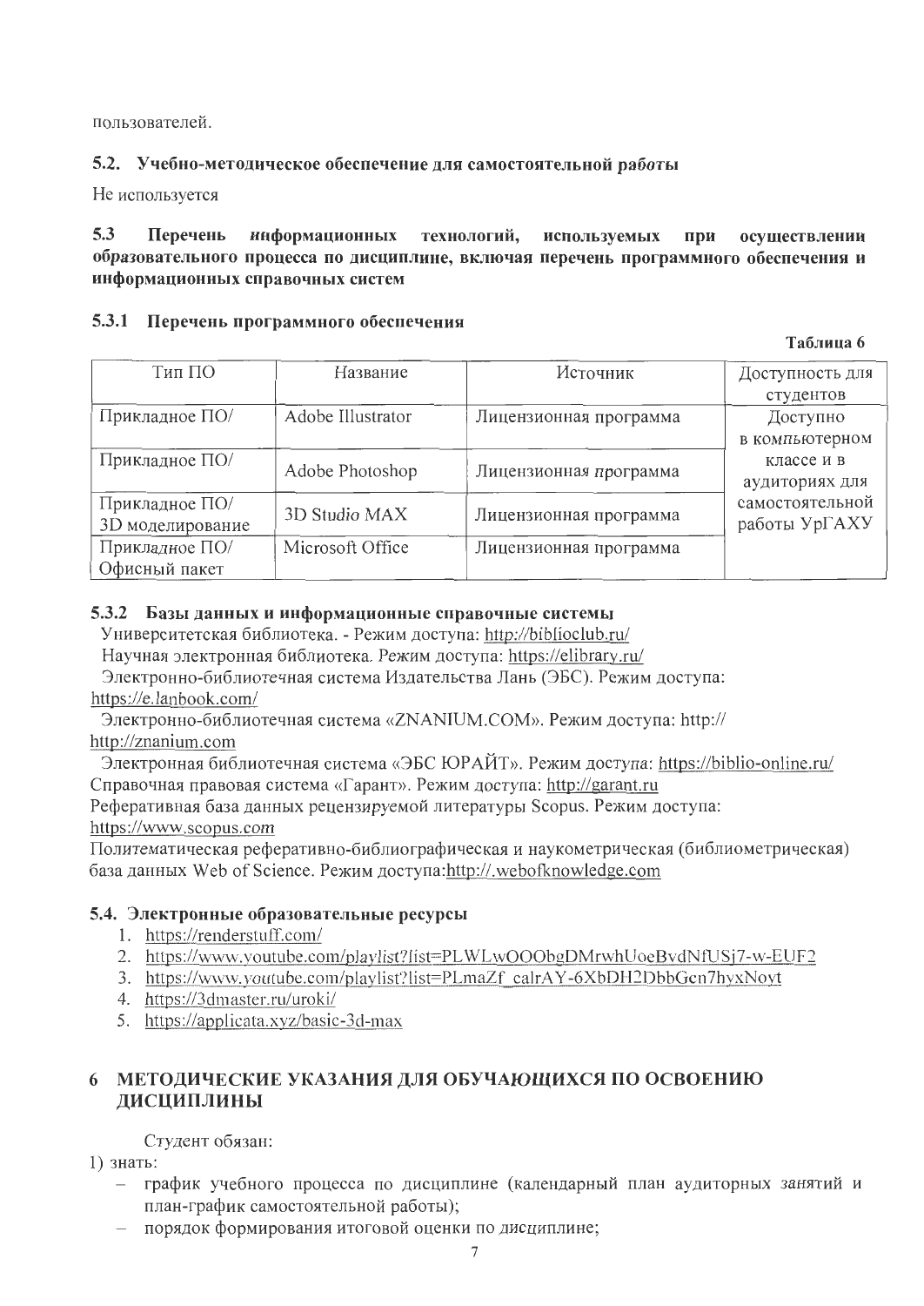пользователей.

### 5.2. Учебно-методическое обеспечение для самостоятельной работы

Не используется

### 5.3 Перечень информационных технологий, используемых при осуществлении образовательного процесса по дисциплине, включая перечень программного обеспечения и информационных справочных систем

#### 5.3.1 Перечень программного обеспечения

**Таблица 6**

| Тип ПО | Название | Источник | Доступность для студентов |
|---|---|---|---|
| Прикладное ПО/ | Adobe Illustrator | Лицензионная программа | Доступно в компьютерном классе и в аудиториях для самостоятельной работы УрГАХУ |
| Прикладное ПО/ | Adobe Photoshop | Лицензионная программа | |
| Прикладное ПО/ 3D моделирование | 3D Studio MAX | Лицензионная программа | |
| Прикладное ПО/ Офисный пакет | Microsoft Office | Лицензионная программа | |

#### 5.3.2 Базы данных и информационные справочные системы

Университетская библиотека. - Режим доступа: http://biblioclub.ru/

Научная электронная библиотека. Режим доступа: https://elibrary.ru/

Электронно-библиотечная система Издательства Лань (ЭБС). Режим доступа: https://e.lanbook.com/

Электронно-библиотечная система «ZNANIUM.COM». Режим доступа: http:// http://znanium.com

Электронная библиотечная система «ЭБС ЮРАЙТ». Режим доступа: https://biblio-online.ru/

Справочная правовая система «Гарант». Режим доступа: http://garant.ru

Реферативная база данных рецензируемой литературы Scopus. Режим доступа: https://www.scopus.com

Политематическая реферативно-библиографическая и наукометрическая (библиометрическая) база данных Web of Science. Режим доступа:http://.webofknowledge.com

### 5.4. Электронные образовательные ресурсы

1. https://renderstuff.com/
2. https://www.youtube.com/playlist?list=PLWLwOOObgDMrwhUoeBvdNfUSj7-w-EUF2
3. https://www.youtube.com/playlist?list=PLmaZf_calrAY-6XbDH2DbbGcn7hyxNoyt
4. https://3dmaster.ru/uroki/
5. https://applicata.xyz/basic-3d-max

## 6 МЕТОДИЧЕСКИЕ УКАЗАНИЯ ДЛЯ ОБУЧАЮЩИХСЯ ПО ОСВОЕНИЮ ДИСЦИПЛИНЫ

Студент обязан:

1) знать:

- график учебного процесса по дисциплине (календарный план аудиторных занятий и план-график самостоятельной работы);
- порядок формирования итоговой оценки по дисциплине;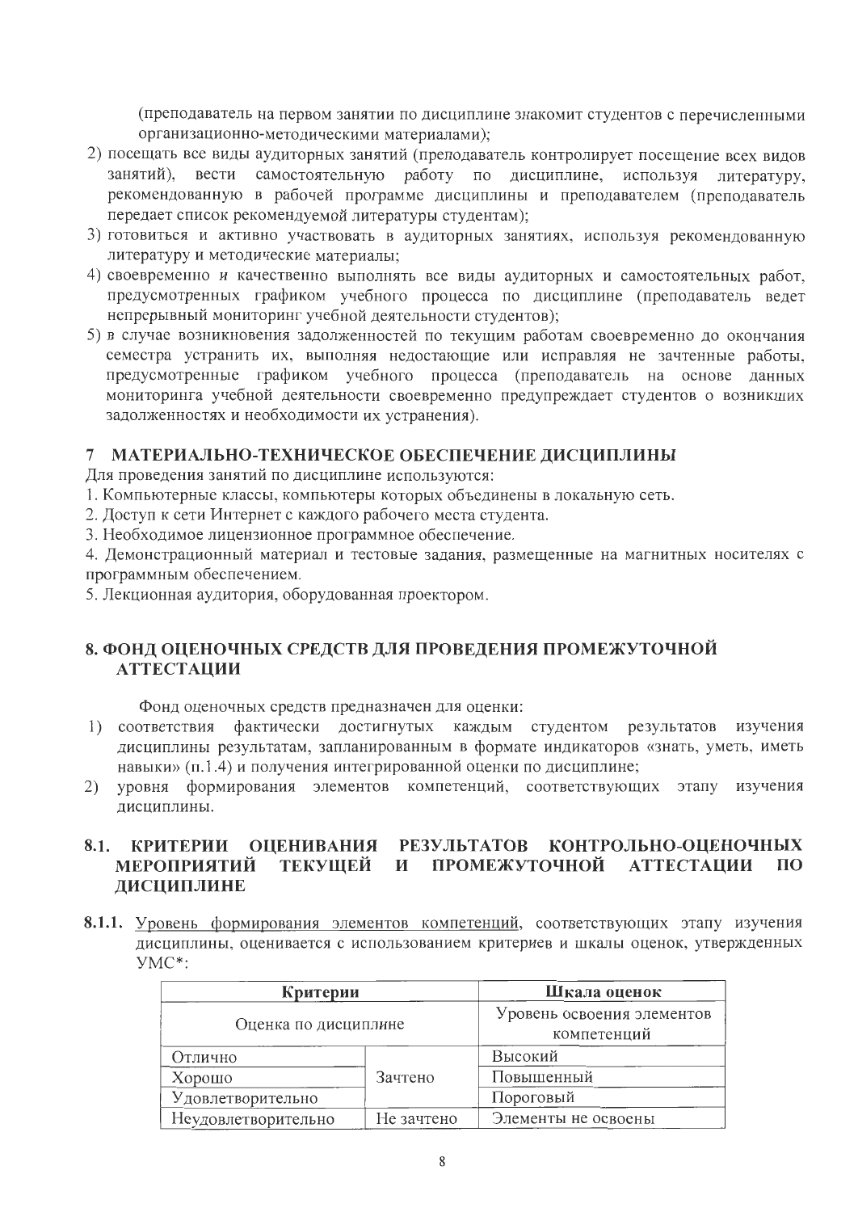(преподаватель на первом занятии по дисциплине знакомит студентов с перечисленными организационно-методическими материалами);

2) посещать все виды аудиторных занятий (преподаватель контролирует посещение всех видов занятий), вести самостоятельную работу по дисциплине, используя литературу, рекомендованную в рабочей программе дисциплины и преподавателем (преподаватель передает список рекомендуемой литературы студентам);
3) готовиться и активно участвовать в аудиторных занятиях, используя рекомендованную литературу и методические материалы;
4) своевременно и качественно выполнять все виды аудиторных и самостоятельных работ, предусмотренных графиком учебного процесса по дисциплине (преподаватель ведет непрерывный мониторинг учебной деятельности студентов);
5) в случае возникновения задолженностей по текущим работам своевременно до окончания семестра устранить их, выполняя недостающие или исправляя не зачтенные работы, предусмотренные графиком учебного процесса (преподаватель на основе данных мониторинга учебной деятельности своевременно предупреждает студентов о возникших задолженностях и необходимости их устранения).

## 7 МАТЕРИАЛЬНО-ТЕХНИЧЕСКОЕ ОБЕСПЕЧЕНИЕ ДИСЦИПЛИНЫ

Для проведения занятий по дисциплине используются:

1. Компьютерные классы, компьютеры которых объединены в локальную сеть.
2. Доступ к сети Интернет с каждого рабочего места студента.
3. Необходимое лицензионное программное обеспечение.
4. Демонстрационный материал и тестовые задания, размещенные на магнитных носителях с программным обеспечением.
5. Лекционная аудитория, оборудованная проектором.

## 8. ФОНД ОЦЕНОЧНЫХ СРЕДСТВ ДЛЯ ПРОВЕДЕНИЯ ПРОМЕЖУТОЧНОЙ АТТЕСТАЦИИ

Фонд оценочных средств предназначен для оценки:

1) соответствия фактически достигнутых каждым студентом результатов изучения дисциплины результатам, запланированным в формате индикаторов «знать, уметь, иметь навыки» (п.1.4) и получения интегрированной оценки по дисциплине;
2) уровня формирования элементов компетенций, соответствующих этапу изучения дисциплины.

### 8.1. КРИТЕРИИ ОЦЕНИВАНИЯ РЕЗУЛЬТАТОВ КОНТРОЛЬНО-ОЦЕНОЧНЫХ МЕРОПРИЯТИЙ ТЕКУЩЕЙ И ПРОМЕЖУТОЧНОЙ АТТЕСТАЦИИ ПО ДИСЦИПЛИНЕ

**8.1.1.** Уровень формирования элементов компетенций, соответствующих этапу изучения дисциплины, оценивается с использованием критериев и шкалы оценок, утвержденных УМС*:

| Критерии | | Шкала оценок |
|---|---|---|
| Оценка по дисциплине | | Уровень освоения элементов компетенций |
| Отлично | Зачтено | Высокий |
| Хорошо | | Повышенный |
| Удовлетворительно | | Пороговый |
| Неудовлетворительно | Не зачтено | Элементы не освоены |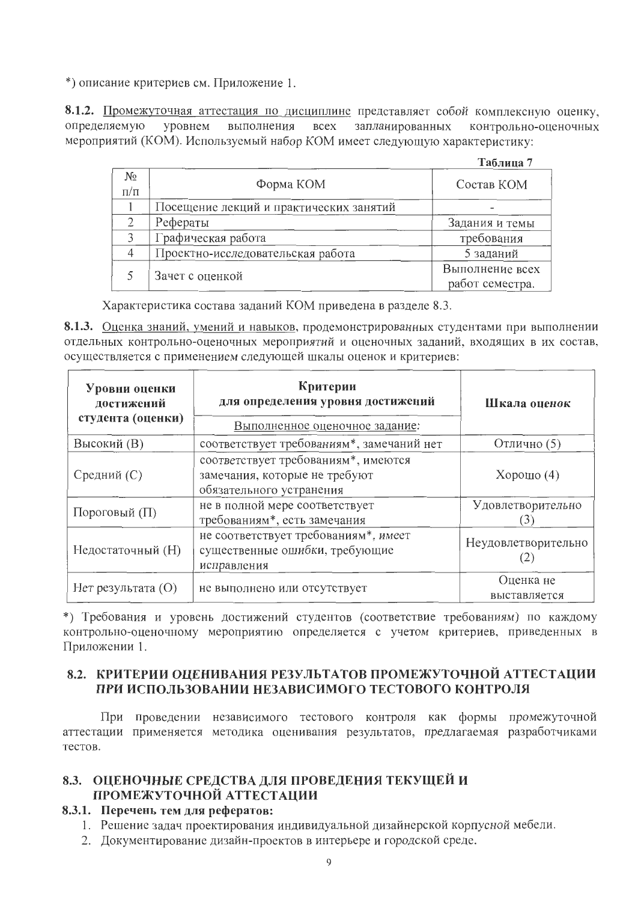*) описание критериев см. Приложение 1.

**8.1.2.** Промежуточная аттестация по дисциплине представляет собой комплексную оценку, определяемую уровнем выполнения всех запланированных контрольно-оценочных мероприятий (КОМ). Используемый набор КОМ имеет следующую характеристику:

**Таблица 7**

| № п/п | Форма КОМ | Состав КОМ |
|---|---|---|
| 1 | Посещение лекций и практических занятий | - |
| 2 | Рефераты | Задания и темы |
| 3 | Графическая работа | требования |
| 4 | Проектно-исследовательская работа | 5 заданий |
| 5 | Зачет с оценкой | Выполнение всех работ семестра. |

Характеристика состава заданий КОМ приведена в разделе 8.3.

**8.1.3.** Оценка знаний, умений и навыков, продемонстрированных студентами при выполнении отдельных контрольно-оценочных мероприятий и оценочных заданий, входящих в их состав, осуществляется с применением следующей шкалы оценок и критериев:

| Уровни оценки достижений студента (оценки) | Критерии для определения уровня достижений<br>Выполненное оценочное задание: | Шкала оценок |
|---|---|---|
| Высокий (В) | соответствует требованиям*, замечаний нет | Отлично (5) |
| Средний (С) | соответствует требованиям*, имеются замечания, которые не требуют обязательного устранения | Хорошо (4) |
| Пороговый (П) | не в полной мере соответствует требованиям*, есть замечания | Удовлетворительно (3) |
| Недостаточный (Н) | не соответствует требованиям*, имеет существенные ошибки, требующие исправления | Неудовлетворительно (2) |
| Нет результата (О) | не выполнено или отсутствует | Оценка не выставляется |

*) Требования и уровень достижений студентов (соответствие требованиям) по каждому контрольно-оценочному мероприятию определяется с учетом критериев, приведенных в Приложении 1.

## 8.2. КРИТЕРИИ ОЦЕНИВАНИЯ РЕЗУЛЬТАТОВ ПРОМЕЖУТОЧНОЙ АТТЕСТАЦИИ ПРИ ИСПОЛЬЗОВАНИИ НЕЗАВИСИМОГО ТЕСТОВОГО КОНТРОЛЯ

При проведении независимого тестового контроля как формы промежуточной аттестации применяется методика оценивания результатов, предлагаемая разработчиками тестов.

## 8.3. ОЦЕНОЧНЫЕ СРЕДСТВА ДЛЯ ПРОВЕДЕНИЯ ТЕКУЩЕЙ И ПРОМЕЖУТОЧНОЙ АТТЕСТАЦИИ

### 8.3.1. Перечень тем для рефератов:

1. Решение задач проектирования индивидуальной дизайнерской корпусной мебели.
2. Документирование дизайн-проектов в интерьере и городской среде.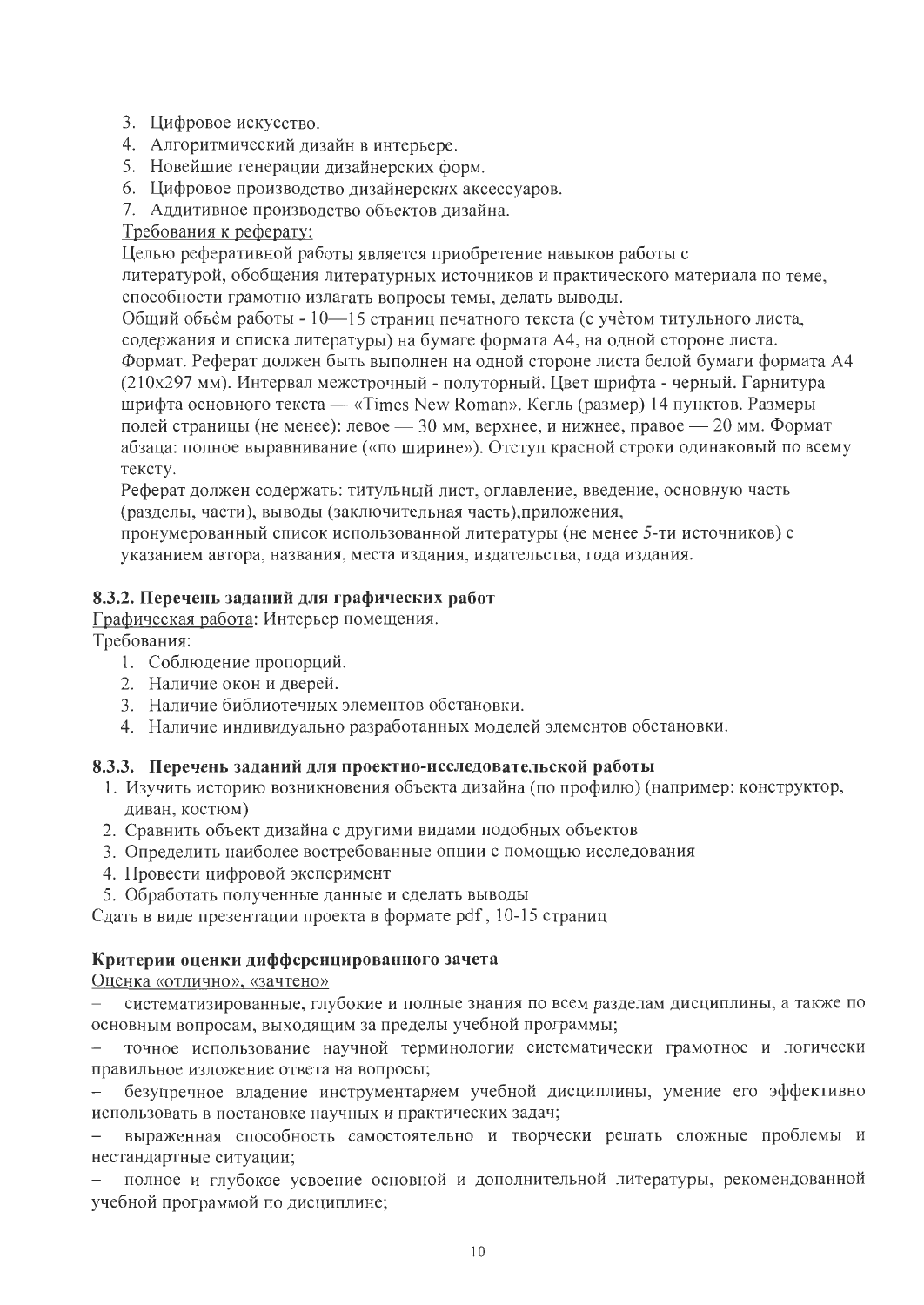3. Цифровое искусство.
4. Алгоритмический дизайн в интерьере.
5. Новейшие генерации дизайнерских форм.
6. Цифровое производство дизайнерских аксессуаров.
7. Аддитивное производство объектов дизайна.

Требования к реферату:

Целью реферативной работы является приобретение навыков работы с литературой, обобщения литературных источников и практического материала по теме, способности грамотно излагать вопросы темы, делать выводы.

Общий объём работы - 10—15 страниц печатного текста (с учётом титульного листа, содержания и списка литературы) на бумаге формата А4, на одной стороне листа.

Формат. Реферат должен быть выполнен на одной стороне листа белой бумаги формата А4 (210x297 мм). Интервал межстрочный - полуторный. Цвет шрифта - черный. Гарнитура шрифта основного текста — «Times New Roman». Кегль (размер) 14 пунктов. Размеры полей страницы (не менее): левое — 30 мм, верхнее, и нижнее, правое — 20 мм. Формат абзаца: полное выравнивание («по ширине»). Отступ красной строки одинаковый по всему тексту.

Реферат должен содержать: титульный лист, оглавление, введение, основную часть (разделы, части), выводы (заключительная часть),приложения, пронумерованный список использованной литературы (не менее 5-ти источников) с указанием автора, названия, места издания, издательства, года издания.

### 8.3.2. Перечень заданий для графических работ

Графическая работа: Интерьер помещения.

Требования:

1. Соблюдение пропорций.
2. Наличие окон и дверей.
3. Наличие библиотечных элементов обстановки.
4. Наличие индивидуально разработанных моделей элементов обстановки.

### 8.3.3. Перечень заданий для проектно-исследовательской работы

1. Изучить историю возникновения объекта дизайна (по профилю) (например: конструктор, диван, костюм)
2. Сравнить объект дизайна с другими видами подобных объектов
3. Определить наиболее востребованные опции с помощью исследования
4. Провести цифровой эксперимент
5. Обработать полученные данные и сделать выводы

Сдать в виде презентации проекта в формате pdf , 10-15 страниц

### Критерии оценки дифференцированного зачета

Оценка «отлично», «зачтено»

- систематизированные, глубокие и полные знания по всем разделам дисциплины, а также по основным вопросам, выходящим за пределы учебной программы;
- точное использование научной терминологии систематически грамотное и логически правильное изложение ответа на вопросы;
- безупречное владение инструментарием учебной дисциплины, умение его эффективно использовать в постановке научных и практических задач;
- выраженная способность самостоятельно и творчески решать сложные проблемы и нестандартные ситуации;
- полное и глубокое усвоение основной и дополнительной литературы, рекомендованной учебной программой по дисциплине;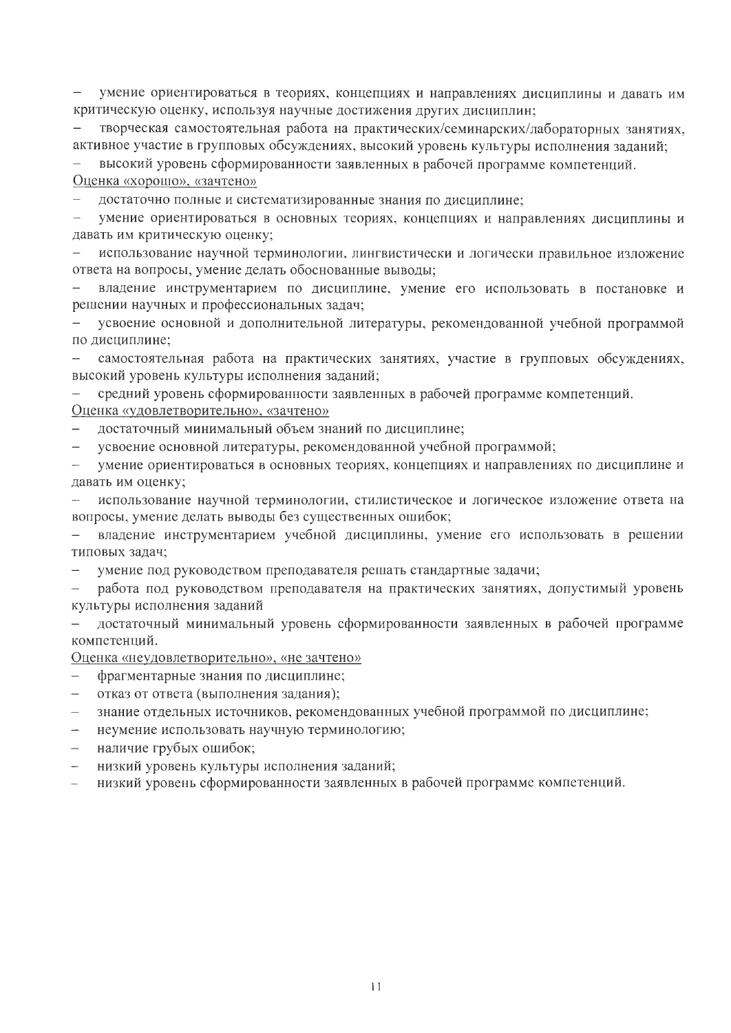- умение ориентироваться в теориях, концепциях и направлениях дисциплины и давать им критическую оценку, используя научные достижения других дисциплин;
- творческая самостоятельная работа на практических/семинарских/лабораторных занятиях, активное участие в групповых обсуждениях, высокий уровень культуры исполнения заданий;
- высокий уровень сформированности заявленных в рабочей программе компетенций.

Оценка «хорошо», «зачтено»

- достаточно полные и систематизированные знания по дисциплине;
- умение ориентироваться в основных теориях, концепциях и направлениях дисциплины и давать им критическую оценку;
- использование научной терминологии, лингвистически и логически правильное изложение ответа на вопросы, умение делать обоснованные выводы;
- владение инструментарием по дисциплине, умение его использовать в постановке и решении научных и профессиональных задач;
- усвоение основной и дополнительной литературы, рекомендованной учебной программой по дисциплине;
- самостоятельная работа на практических занятиях, участие в групповых обсуждениях, высокий уровень культуры исполнения заданий;
- средний уровень сформированности заявленных в рабочей программе компетенций.

Оценка «удовлетворительно», «зачтено»

- достаточный минимальный объем знаний по дисциплине;
- усвоение основной литературы, рекомендованной учебной программой;
- умение ориентироваться в основных теориях, концепциях и направлениях по дисциплине и давать им оценку;
- использование научной терминологии, стилистическое и логическое изложение ответа на вопросы, умение делать выводы без существенных ошибок;
- владение инструментарием учебной дисциплины, умение его использовать в решении типовых задач;
- умение под руководством преподавателя решать стандартные задачи;
- работа под руководством преподавателя на практических занятиях, допустимый уровень культуры исполнения заданий
- достаточный минимальный уровень сформированности заявленных в рабочей программе компетенций.

Оценка «неудовлетворительно», «не зачтено»

- фрагментарные знания по дисциплине;
- отказ от ответа (выполнения задания);
- знание отдельных источников, рекомендованных учебной программой по дисциплине;
- неумение использовать научную терминологию;
- наличие грубых ошибок;
- низкий уровень культуры исполнения заданий;
- низкий уровень сформированности заявленных в рабочей программе компетенций.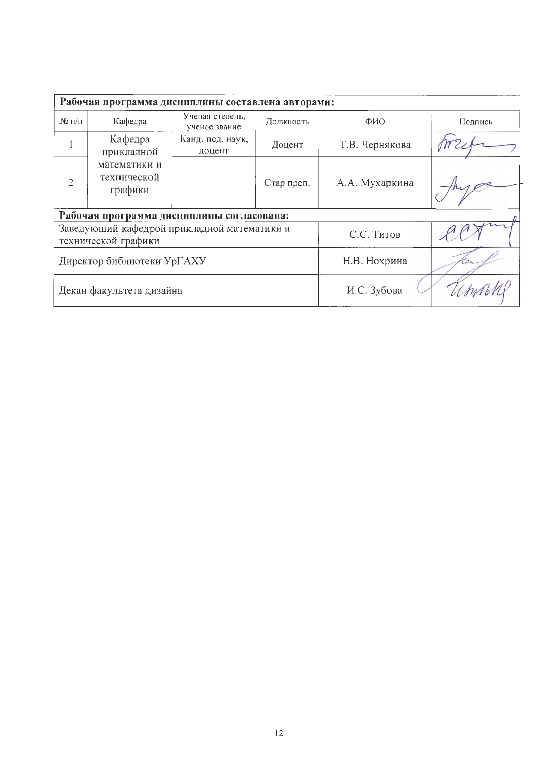| Рабочая программа дисциплины составлена авторами: | | | | | |
|---|---|---|---|---|---|
| № п/п | Кафедра | Ученая степень, ученое звание | Должность | ФИО | Подпись |
| 1 | Кафедра прикладной математики и технической графики | Канд. пед. наук, доцент | Доцент | Т.В. Чернякова | |
| 2 | | | Стар преп. | А.А. Мухаркина | |
| **Рабочая программа дисциплины согласована:** | | | | | |
| Заведующий кафедрой прикладной математики и технической графики | | | | С.С. Титов | |
| Директор библиотеки УрГАХУ | | | | Н.В. Нохрина | |
| Декан факультета дизайна | | | | И.С. Зубова | |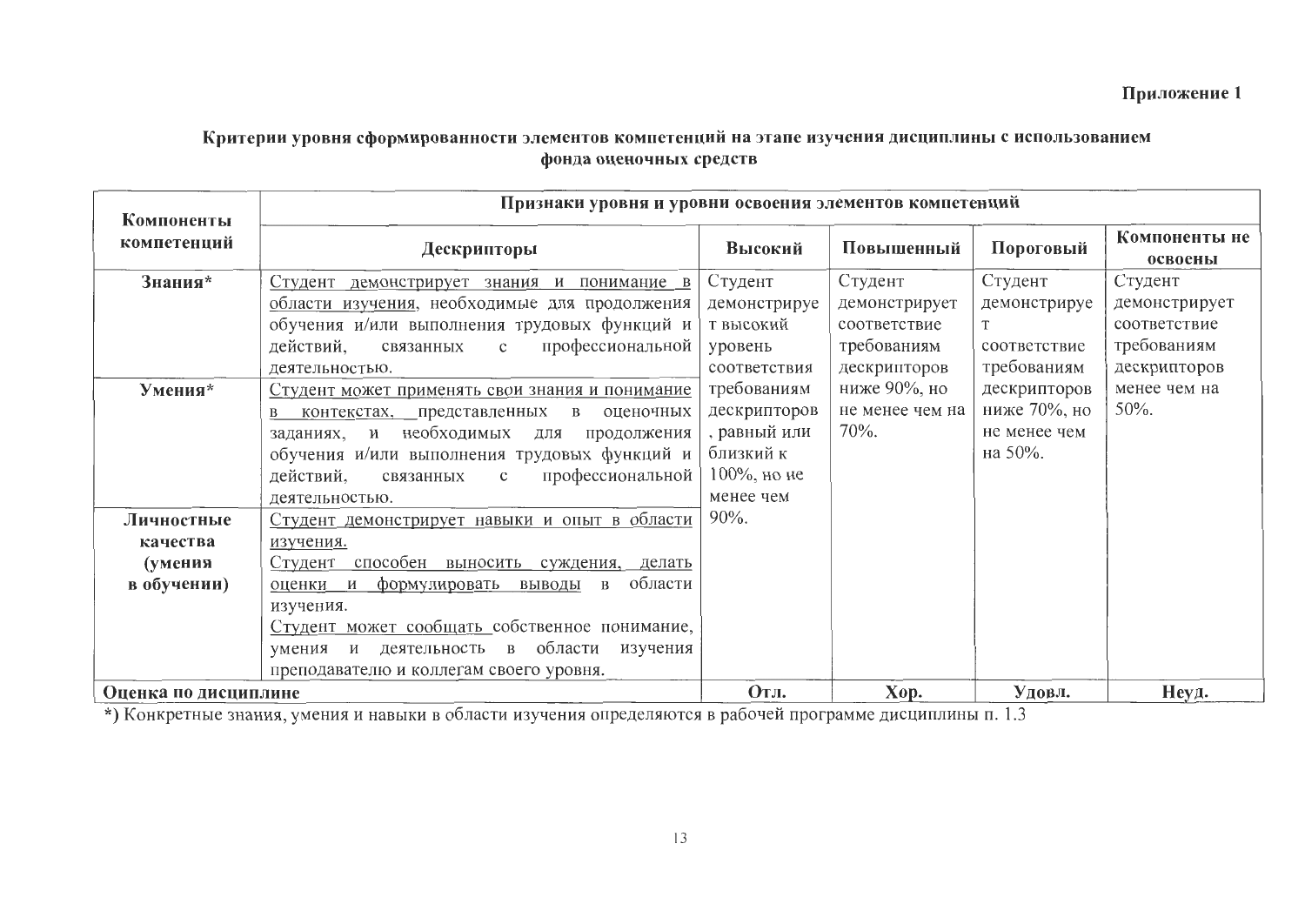**Приложение 1**

**Критерии уровня сформированности элементов компетенций на этапе изучения дисциплины с использованием фонда оценочных средств**

| Компоненты компетенций | Признаки уровня и уровни освоения элементов компетенций | | | | |
|---|---|---|---|---|---|
| | Дескрипторы | Высокий | Повышенный | Пороговый | Компоненты не освоены |
| **Знания*** | Студент демонстрирует знания и понимание в области изучения, необходимые для продолжения обучения и/или выполнения трудовых функций и действий, связанных с профессиональной деятельностью. | Студент демонстрирует высокий уровень соответствия требованиям дескрипторов, равный или близкий к 100%, но не менее чем 90%. | Студент демонстрирует соответствие требованиям дескрипторов ниже 90%, но не менее чем на 70%. | Студент демонстрирует соответствие требованиям дескрипторов ниже 70%, но не менее чем на 50%. | Студент демонстрирует соответствие требованиям дескрипторов менее чем на 50%. |
| **Умения*** | Студент может применять свои знания и понимание в контекстах, представленных в оценочных заданиях, и необходимых для продолжения обучения и/или выполнения трудовых функций и действий, связанных с профессиональной деятельностью. | | | | |
| **Личностные качества (умения в обучении)** | Студент демонстрирует навыки и опыт в области изучения. Студент способен выносить суждения, делать оценки и формулировать выводы в области изучения. Студент может сообщать собственное понимание, умения и деятельность в области изучения преподавателю и коллегам своего уровня. | | | | |
| **Оценка по дисциплине** | | **Отл.** | **Хор.** | **Удовл.** | **Неуд.** |

*) Конкретные знания, умения и навыки в области изучения определяются в рабочей программе дисциплины п. 1.3